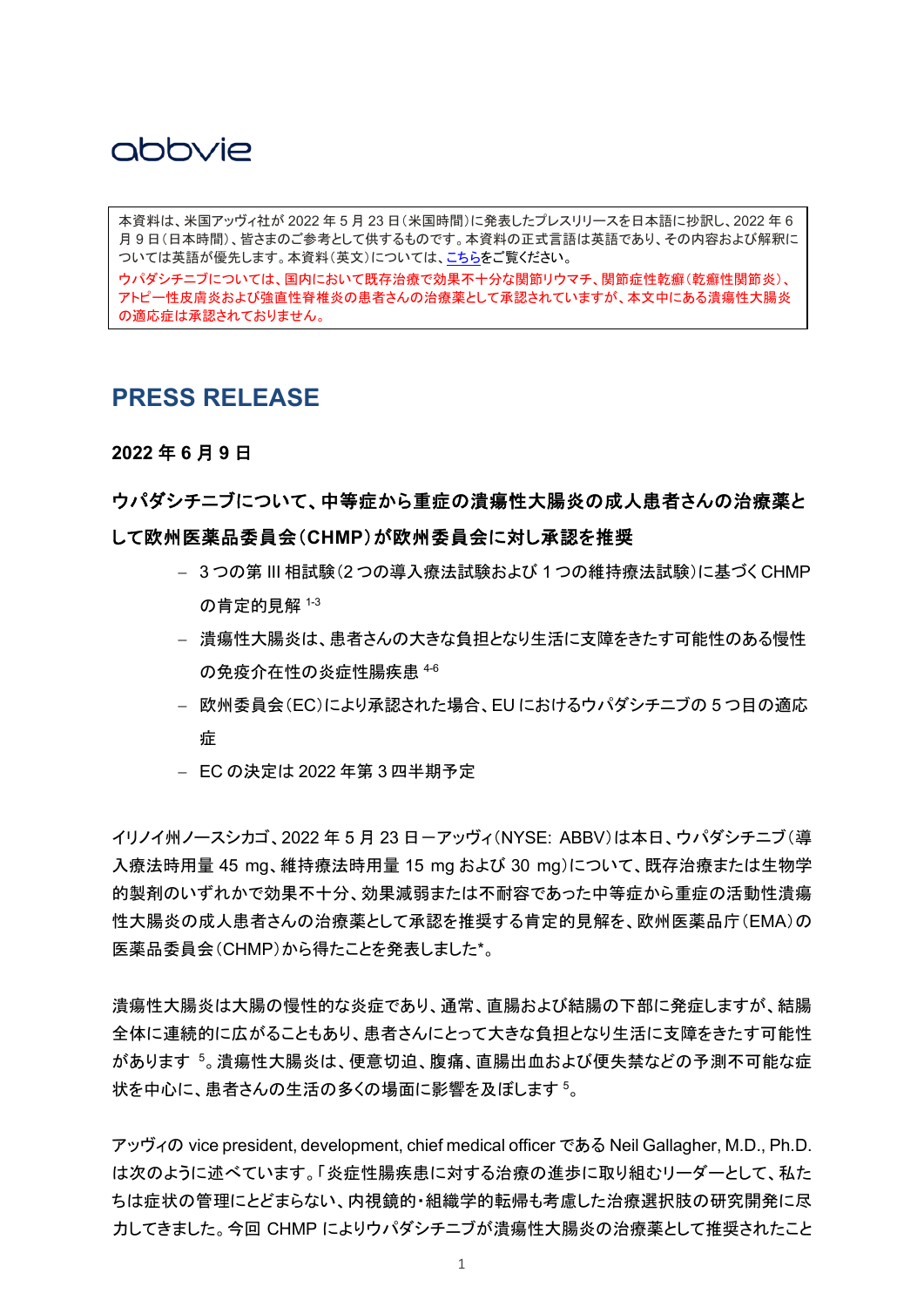abbvie

本資料は、米国アッヴィ社が 2022 年 5 月 23 日（米国時間）に発表したプレスリリースを日本語に抄訳し、2022 年 6 月 9 日（日本時間）、皆さまのご参考として供するものです。本資料の正式言語は英語であり、その内容および解釈については英語が優先します。本資料（英文）については、こちらをご覧ください。

ウパダシチニブについては、国内において既存治療で効果不十分な関節リウマチ、関節症性乾癬（乾癬性関節炎）、アトピー性皮膚炎および強直性脊椎炎の患者さんの治療薬として承認されていますが、本文中にある潰瘍性大腸炎の適応症は承認されておりません。

# PRESS RELEASE

**2022 年 6 月 9 日**

## ウパダシチニブについて、中等症から重症の潰瘍性大腸炎の成人患者さんの治療薬として欧州医薬品委員会（CHMP）が欧州委員会に対し承認を推奨

- 3 つの第 III 相試験（2 つの導入療法試験および 1 つの維持療法試験）に基づく CHMP の肯定的見解[1-3]
- 潰瘍性大腸炎は、患者さんの大きな負担となり生活に支障をきたす可能性のある慢性の免疫介在性の炎症性腸疾患[4-6]
- 欧州委員会（EC）により承認された場合、EU におけるウパダシチニブの 5 つ目の適応症
- EC の決定は 2022 年第 3 四半期予定

イリノイ州ノースシカゴ、2022 年 5 月 23 日－アッヴィ（NYSE: ABBV）は本日、ウパダシチニブ（導入療法時用量 45 mg、維持療法時用量 15 mg および 30 mg）について、既存治療または生物学的製剤のいずれかで効果不十分、効果減弱または不耐容であった中等症から重症の活動性潰瘍性大腸炎の成人患者さんの治療薬として承認を推奨する肯定的見解を、欧州医薬品庁（EMA）の医薬品委員会（CHMP）から得たことを発表しました*。

潰瘍性大腸炎は大腸の慢性的な炎症であり、通常、直腸および結腸の下部に発症しますが、結腸全体に連続的に広がることもあり、患者さんにとって大きな負担となり生活に支障をきたす可能性があります[5]。潰瘍性大腸炎は、便意切迫、腹痛、直腸出血および便失禁などの予測不可能な症状を中心に、患者さんの生活の多くの場面に影響を及ぼします[5]。

アッヴィの vice president, development, chief medical officer である Neil Gallagher, M.D., Ph.D. は次のように述べています。「炎症性腸疾患に対する治療の進歩に取り組むリーダーとして、私たちは症状の管理にとどまらない、内視鏡的・組織学的転帰も考慮した治療選択肢の研究開発に尽力してきました。今回 CHMP によりウパダシチニブが潰瘍性大腸炎の治療薬として推奨されたこと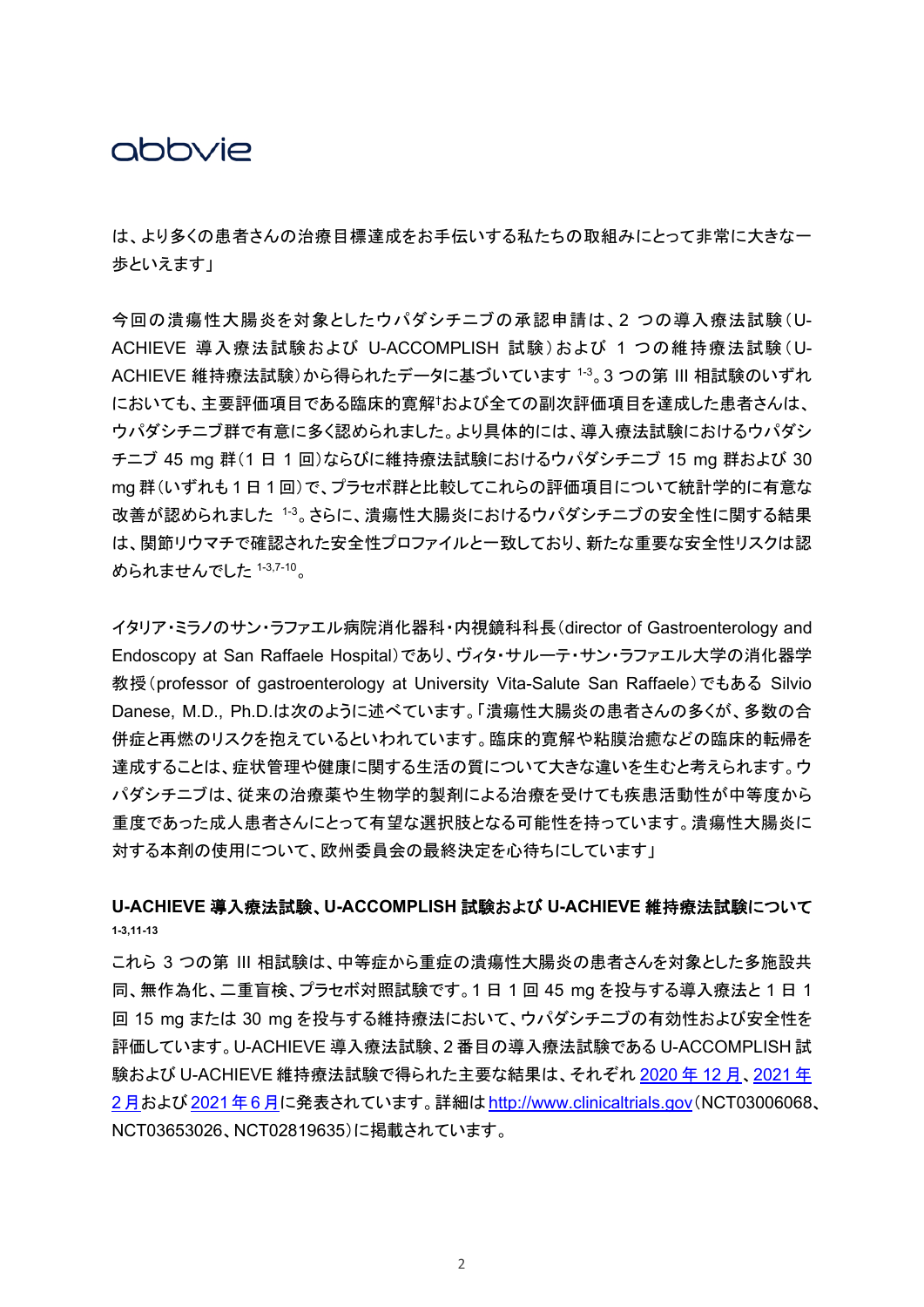は、より多くの患者さんの治療目標達成をお手伝いする私たちの取組みにとって非常に大きな一歩といえます」

今回の潰瘍性大腸炎を対象としたウパダシチニブの承認申請は、2 つの導入療法試験（U-ACHIEVE 導入療法試験および U-ACCOMPLISH 試験）および 1 つの維持療法試験（U-ACHIEVE 維持療法試験）から得られたデータに基づいています [1-3]。3 つの第 III 相試験のいずれにおいても、主要評価項目である臨床的寛解†および全ての副次評価項目を達成した患者さんは、ウパダシチニブ群で有意に多く認められました。より具体的には、導入療法試験におけるウパダシチニブ 45 mg 群（1 日 1 回）ならびに維持療法試験におけるウパダシチニブ 15 mg 群および 30 mg 群（いずれも 1 日 1 回）で、プラセボ群と比較してこれらの評価項目について統計学的に有意な改善が認められました [1-3]。さらに、潰瘍性大腸炎におけるウパダシチニブの安全性に関する結果は、関節リウマチで確認された安全性プロファイルと一致しており、新たな重要な安全性リスクは認められませんでした [1-3,7-10]。

イタリア・ミラノのサン・ラファエル病院消化器科・内視鏡科科長（director of Gastroenterology and Endoscopy at San Raffaele Hospital）であり、ヴィタ・サルーテ・サン・ラファエル大学の消化器学教授（professor of gastroenterology at University Vita-Salute San Raffaele）でもある Silvio Danese, M.D., Ph.D.は次のように述べています。「潰瘍性大腸炎の患者さんの多くが、多数の合併症と再燃のリスクを抱えているといわれています。臨床的寛解や粘膜治癒などの臨床的転帰を達成することは、症状管理や健康に関する生活の質について大きな違いを生むと考えられます。ウパダシチニブは、従来の治療薬や生物学的製剤による治療を受けても疾患活動性が中等度から重度であった成人患者さんにとって有望な選択肢となる可能性を持っています。潰瘍性大腸炎に対する本剤の使用について、欧州委員会の最終決定を心待ちにしています」

## U-ACHIEVE 導入療法試験、U-ACCOMPLISH 試験および U-ACHIEVE 維持療法試験について [1-3,11-13]

これら 3 つの第 III 相試験は、中等症から重症の潰瘍性大腸炎の患者さんを対象とした多施設共同、無作為化、二重盲検、プラセボ対照試験です。1 日 1 回 45 mg を投与する導入療法と 1 日 1 回 15 mg または 30 mg を投与する維持療法において、ウパダシチニブの有効性および安全性を評価しています。U-ACHIEVE 導入療法試験、2 番目の導入療法試験である U-ACCOMPLISH 試験および U-ACHIEVE 維持療法試験で得られた主要な結果は、それぞれ 2020 年 12 月、2021 年 2 月および 2021 年 6 月に発表されています。詳細は http://www.clinicaltrials.gov（NCT03006068、NCT03653026、NCT02819635）に掲載されています。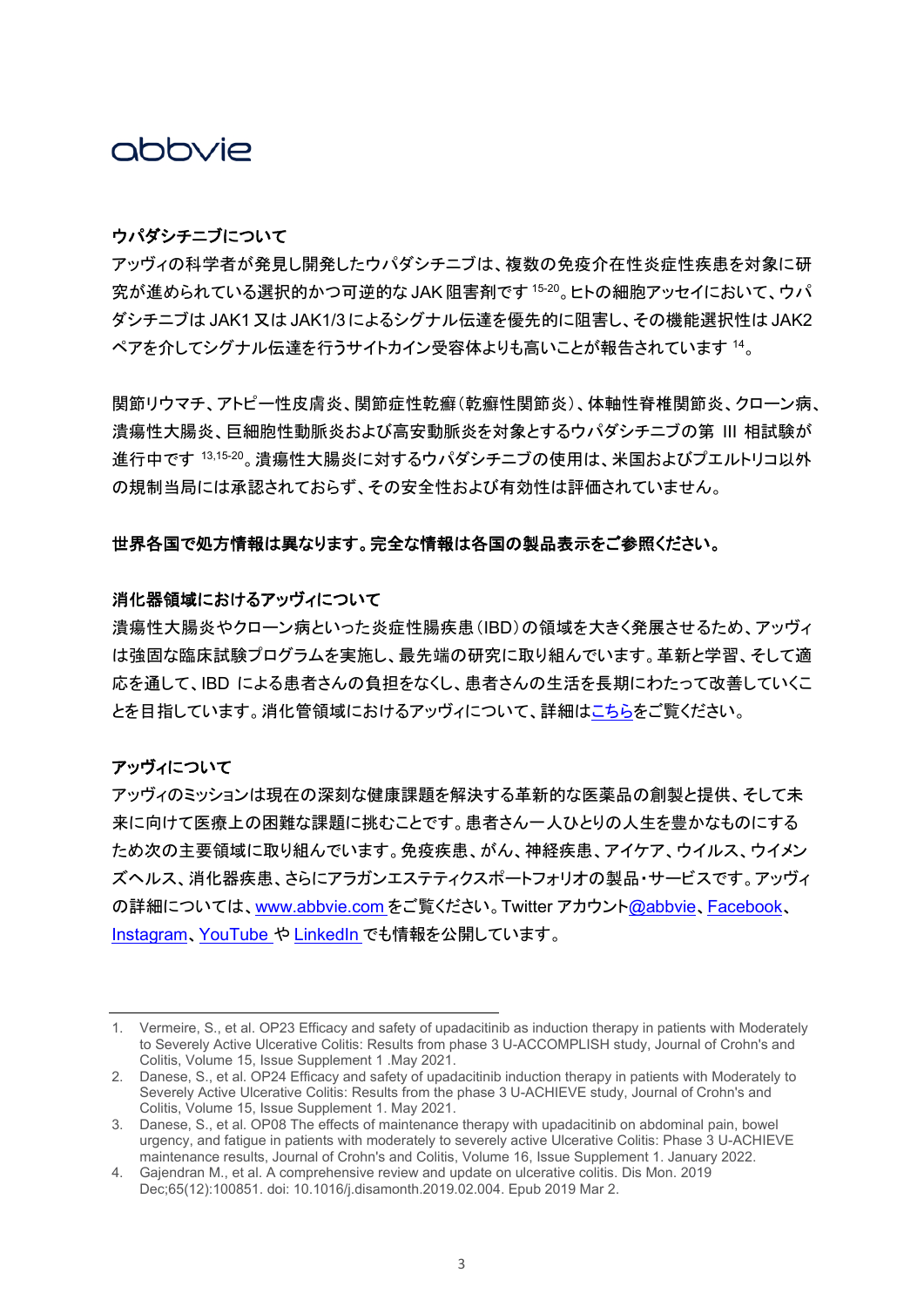**ウパダシチニブについて**

アッヴィの科学者が発見し開発したウパダシチニブは、複数の免疫介在性炎症性疾患を対象に研究が進められている選択的かつ可逆的なJAK阻害剤です[15-20]。ヒトの細胞アッセイにおいて、ウパダシチニブはJAK1又はJAK1/3によるシグナル伝達を優先的に阻害し、その機能選択性はJAK2ペアを介してシグナル伝達を行うサイトカイン受容体よりも高いことが報告されています[14]。

関節リウマチ、アトピー性皮膚炎、関節症性乾癬（乾癬性関節炎）、体軸性脊椎関節炎、クローン病、潰瘍性大腸炎、巨細胞性動脈炎および高安動脈炎を対象とするウパダシチニブの第 III 相試験が進行中です[13,15-20]。潰瘍性大腸炎に対するウパダシチニブの使用は、米国およびプエルトリコ以外の規制当局には承認されておらず、その安全性および有効性は評価されていません。

**世界各国で処方情報は異なります。完全な情報は各国の製品表示をご参照ください。**

**消化器領域におけるアッヴィについて**

潰瘍性大腸炎やクローン病といった炎症性腸疾患（IBD）の領域を大きく発展させるため、アッヴィは強固な臨床試験プログラムを実施し、最先端の研究に取り組んでいます。革新と学習、そして適応を通して、IBD による患者さんの負担をなくし、患者さんの生活を長期にわたって改善していくことを目指しています。消化管領域におけるアッヴィについて、詳細はこちらをご覧ください。

**アッヴィについて**

アッヴィのミッションは現在の深刻な健康課題を解決する革新的な医薬品の創製と提供、そして未来に向けて医療上の困難な課題に挑むことです。患者さん一人ひとりの人生を豊かなものにするため次の主要領域に取り組んでいます。免疫疾患、がん、神経疾患、アイケア、ウイルス、ウイメンズヘルス、消化器疾患、さらにアラガンエステティクスポートフォリオの製品・サービスです。アッヴィの詳細については、www.abbvie.com をご覧ください。Twitter アカウント@abbvie、Facebook、Instagram、YouTube や LinkedIn でも情報を公開しています。

---

1. Vermeire, S., et al. OP23 Efficacy and safety of upadacitinib as induction therapy in patients with Moderately to Severely Active Ulcerative Colitis: Results from phase 3 U-ACCOMPLISH study, Journal of Crohn's and Colitis, Volume 15, Issue Supplement 1 .May 2021.
2. Danese, S., et al. OP24 Efficacy and safety of upadacitinib induction therapy in patients with Moderately to Severely Active Ulcerative Colitis: Results from the phase 3 U-ACHIEVE study, Journal of Crohn's and Colitis, Volume 15, Issue Supplement 1. May 2021.
3. Danese, S., et al. OP08 The effects of maintenance therapy with upadacitinib on abdominal pain, bowel urgency, and fatigue in patients with moderately to severely active Ulcerative Colitis: Phase 3 U-ACHIEVE maintenance results, Journal of Crohn's and Colitis, Volume 16, Issue Supplement 1. January 2022.
4. Gajendran M., et al. A comprehensive review and update on ulcerative colitis. Dis Mon. 2019 Dec;65(12):100851. doi: 10.1016/j.disamonth.2019.02.004. Epub 2019 Mar 2.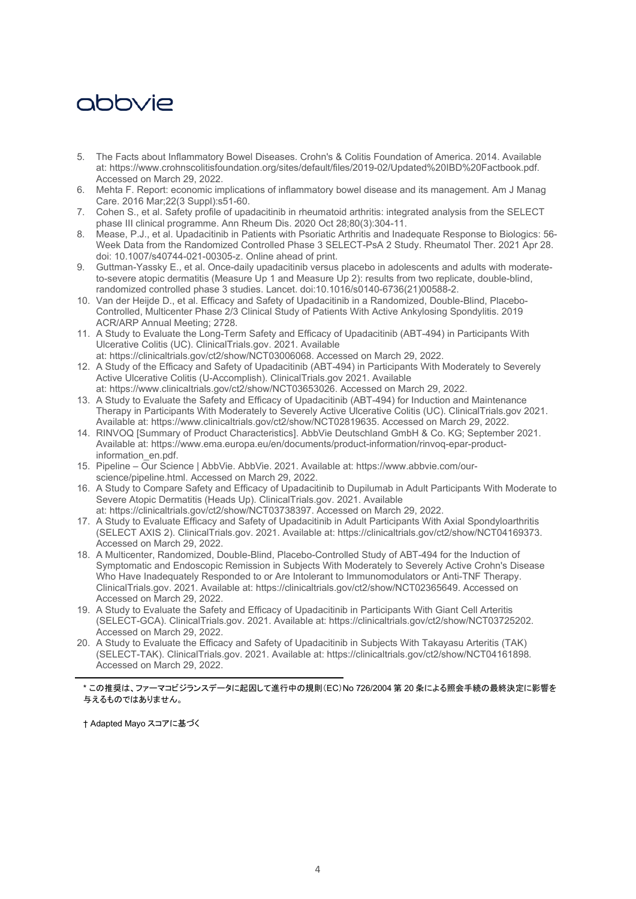5. The Facts about Inflammatory Bowel Diseases. Crohn's & Colitis Foundation of America. 2014. Available at: https://www.crohnscolitisfoundation.org/sites/default/files/2019-02/Updated%20IBD%20Factbook.pdf. Accessed on March 29, 2022.
6. Mehta F. Report: economic implications of inflammatory bowel disease and its management. Am J Manag Care. 2016 Mar;22(3 Suppl):s51-60.
7. Cohen S., et al. Safety profile of upadacitinib in rheumatoid arthritis: integrated analysis from the SELECT phase III clinical programme. Ann Rheum Dis. 2020 Oct 28;80(3):304-11.
8. Mease, P.J., et al. Upadacitinib in Patients with Psoriatic Arthritis and Inadequate Response to Biologics: 56-Week Data from the Randomized Controlled Phase 3 SELECT-PsA 2 Study. Rheumatol Ther. 2021 Apr 28. doi: 10.1007/s40744-021-00305-z. Online ahead of print.
9. Guttman-Yassky E., et al. Once-daily upadacitinib versus placebo in adolescents and adults with moderate-to-severe atopic dermatitis (Measure Up 1 and Measure Up 2): results from two replicate, double-blind, randomized controlled phase 3 studies. Lancet. doi:10.1016/s0140-6736(21)00588-2.
10. Van der Heijde D., et al. Efficacy and Safety of Upadacitinib in a Randomized, Double-Blind, Placebo-Controlled, Multicenter Phase 2/3 Clinical Study of Patients With Active Ankylosing Spondylitis. 2019 ACR/ARP Annual Meeting; 2728.
11. A Study to Evaluate the Long-Term Safety and Efficacy of Upadacitinib (ABT-494) in Participants With Ulcerative Colitis (UC). ClinicalTrials.gov. 2021. Available at: https://clinicaltrials.gov/ct2/show/NCT03006068. Accessed on March 29, 2022.
12. A Study of the Efficacy and Safety of Upadacitinib (ABT-494) in Participants With Moderately to Severely Active Ulcerative Colitis (U-Accomplish). ClinicalTrials.gov 2021. Available at: https://www.clinicaltrials.gov/ct2/show/NCT03653026. Accessed on March 29, 2022.
13. A Study to Evaluate the Safety and Efficacy of Upadacitinib (ABT-494) for Induction and Maintenance Therapy in Participants With Moderately to Severely Active Ulcerative Colitis (UC). ClinicalTrials.gov 2021. Available at: https://www.clinicaltrials.gov/ct2/show/NCT02819635. Accessed on March 29, 2022.
14. RINVOQ [Summary of Product Characteristics]. AbbVie Deutschland GmbH & Co. KG; September 2021. Available at: https://www.ema.europa.eu/en/documents/product-information/rinvoq-epar-product-information_en.pdf.
15. Pipeline – Our Science | AbbVie. AbbVie. 2021. Available at: https://www.abbvie.com/our-science/pipeline.html. Accessed on March 29, 2022.
16. A Study to Compare Safety and Efficacy of Upadacitinib to Dupilumab in Adult Participants With Moderate to Severe Atopic Dermatitis (Heads Up). ClinicalTrials.gov. 2021. Available at: https://clinicaltrials.gov/ct2/show/NCT03738397. Accessed on March 29, 2022.
17. A Study to Evaluate Efficacy and Safety of Upadacitinib in Adult Participants With Axial Spondyloarthritis (SELECT AXIS 2). ClinicalTrials.gov. 2021. Available at: https://clinicaltrials.gov/ct2/show/NCT04169373. Accessed on March 29, 2022.
18. A Multicenter, Randomized, Double-Blind, Placebo-Controlled Study of ABT-494 for the Induction of Symptomatic and Endoscopic Remission in Subjects With Moderately to Severely Active Crohn's Disease Who Have Inadequately Responded to or Are Intolerant to Immunomodulators or Anti-TNF Therapy. ClinicalTrials.gov. 2021. Available at: https://clinicaltrials.gov/ct2/show/NCT02365649. Accessed on Accessed on March 29, 2022.
19. A Study to Evaluate the Safety and Efficacy of Upadacitinib in Participants With Giant Cell Arteritis (SELECT-GCA). ClinicalTrials.gov. 2021. Available at: https://clinicaltrials.gov/ct2/show/NCT03725202. Accessed on March 29, 2022.
20. A Study to Evaluate the Efficacy and Safety of Upadacitinib in Subjects With Takayasu Arteritis (TAK) (SELECT-TAK). ClinicalTrials.gov. 2021. Available at: https://clinicaltrials.gov/ct2/show/NCT04161898. Accessed on March 29, 2022.

---

* この推奨は、ファーマコビジランスデータに起因して進行中の規則(EC)No 726/2004 第 20 条による照会手続の最終決定に影響を与えるものではありません。

† Adapted Mayo スコアに基づく